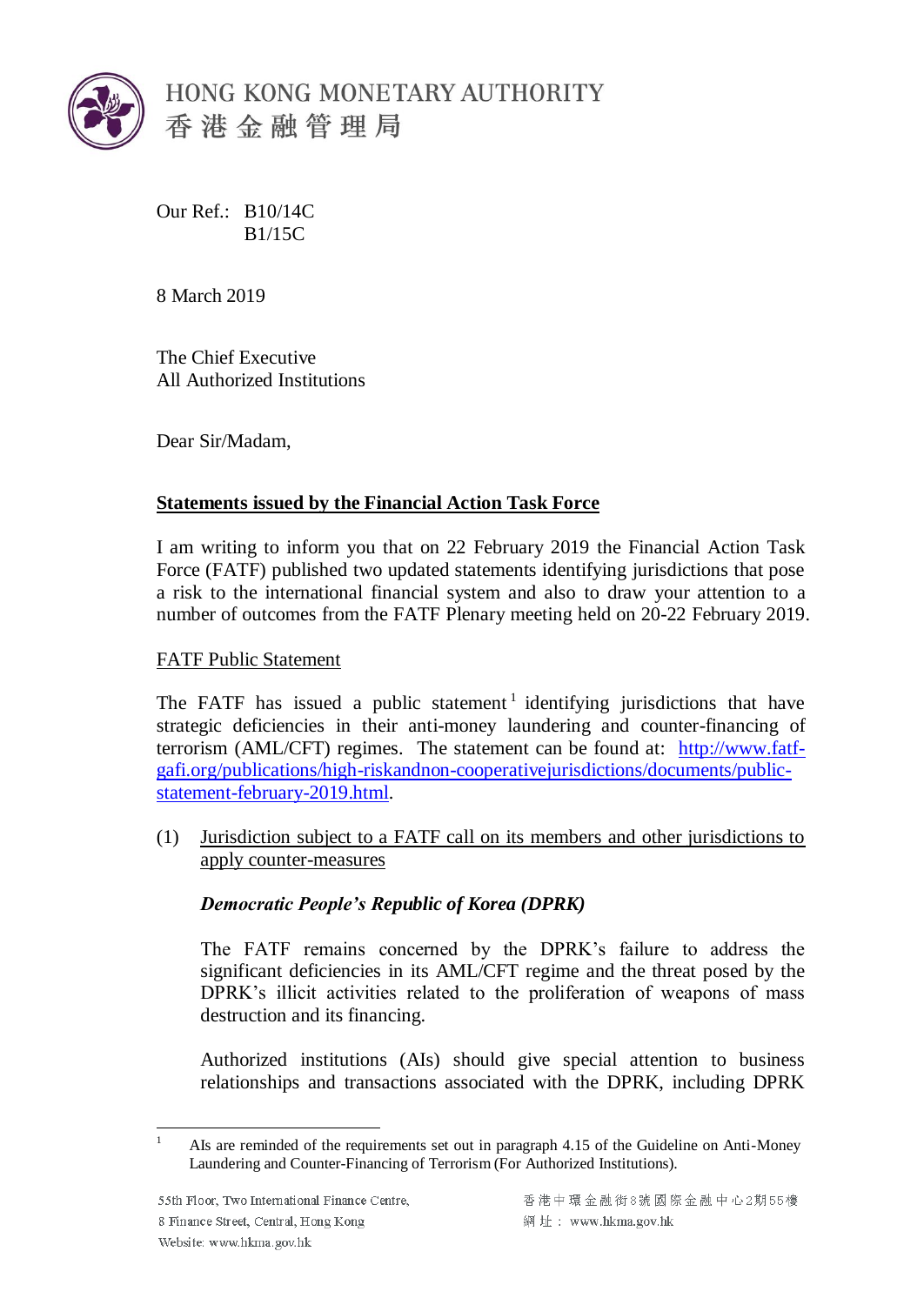HONG KONG MONETARY AUTHORITY
香港金融管理局

Our Ref.: B10/14C
B1/15C

8 March 2019

The Chief Executive
All Authorized Institutions

Dear Sir/Madam,

**Statements issued by the Financial Action Task Force**

I am writing to inform you that on 22 February 2019 the Financial Action Task Force (FATF) published two updated statements identifying jurisdictions that pose a risk to the international financial system and also to draw your attention to a number of outcomes from the FATF Plenary meeting held on 20-22 February 2019.

FATF Public Statement

The FATF has issued a public statement[1] identifying jurisdictions that have strategic deficiencies in their anti-money laundering and counter-financing of terrorism (AML/CFT) regimes. The statement can be found at: http://www.fatf-gafi.org/publications/high-riskandnon-cooperativejurisdictions/documents/public-statement-february-2019.html.

(1) Jurisdiction subject to a FATF call on its members and other jurisdictions to apply counter-measures

***Democratic People's Republic of Korea (DPRK)***

The FATF remains concerned by the DPRK's failure to address the significant deficiencies in its AML/CFT regime and the threat posed by the DPRK's illicit activities related to the proliferation of weapons of mass destruction and its financing.

Authorized institutions (AIs) should give special attention to business relationships and transactions associated with the DPRK, including DPRK

[1] AIs are reminded of the requirements set out in paragraph 4.15 of the Guideline on Anti-Money Laundering and Counter-Financing of Terrorism (For Authorized Institutions).

55th Floor, Two International Finance Centre,
8 Finance Street, Central, Hong Kong
Website: www.hkma.gov.hk

香港中環金融街8號國際金融中心2期55樓
網址：www.hkma.gov.hk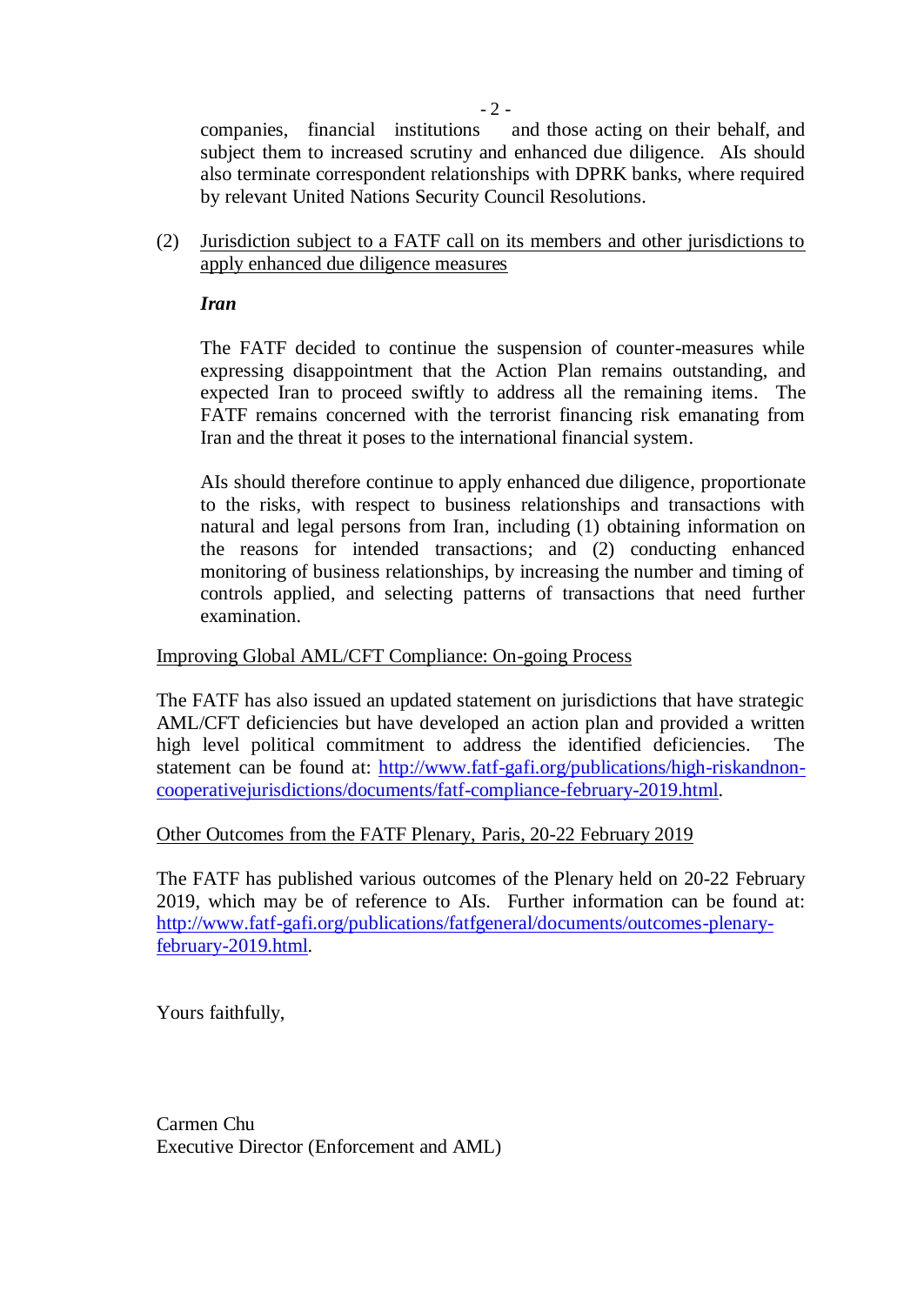companies, financial institutions and those acting on their behalf, and subject them to increased scrutiny and enhanced due diligence. AIs should also terminate correspondent relationships with DPRK banks, where required by relevant United Nations Security Council Resolutions.

(2) <u>Jurisdiction subject to a FATF call on its members and other jurisdictions to apply enhanced due diligence measures</u>

***Iran***

The FATF decided to continue the suspension of counter-measures while expressing disappointment that the Action Plan remains outstanding, and expected Iran to proceed swiftly to address all the remaining items. The FATF remains concerned with the terrorist financing risk emanating from Iran and the threat it poses to the international financial system.

AIs should therefore continue to apply enhanced due diligence, proportionate to the risks, with respect to business relationships and transactions with natural and legal persons from Iran, including (1) obtaining information on the reasons for intended transactions; and (2) conducting enhanced monitoring of business relationships, by increasing the number and timing of controls applied, and selecting patterns of transactions that need further examination.

<u>Improving Global AML/CFT Compliance: On-going Process</u>

The FATF has also issued an updated statement on jurisdictions that have strategic AML/CFT deficiencies but have developed an action plan and provided a written high level political commitment to address the identified deficiencies. The statement can be found at: [http://www.fatf-gafi.org/publications/high-riskandnon-cooperativejurisdictions/documents/fatf-compliance-february-2019.html](http://www.fatf-gafi.org/publications/high-riskandnon-cooperativejurisdictions/documents/fatf-compliance-february-2019.html).

<u>Other Outcomes from the FATF Plenary, Paris, 20-22 February 2019</u>

The FATF has published various outcomes of the Plenary held on 20-22 February 2019, which may be of reference to AIs. Further information can be found at: [http://www.fatf-gafi.org/publications/fatfgeneral/documents/outcomes-plenary-february-2019.html](http://www.fatf-gafi.org/publications/fatfgeneral/documents/outcomes-plenary-february-2019.html).

Yours faithfully,

Carmen Chu
Executive Director (Enforcement and AML)